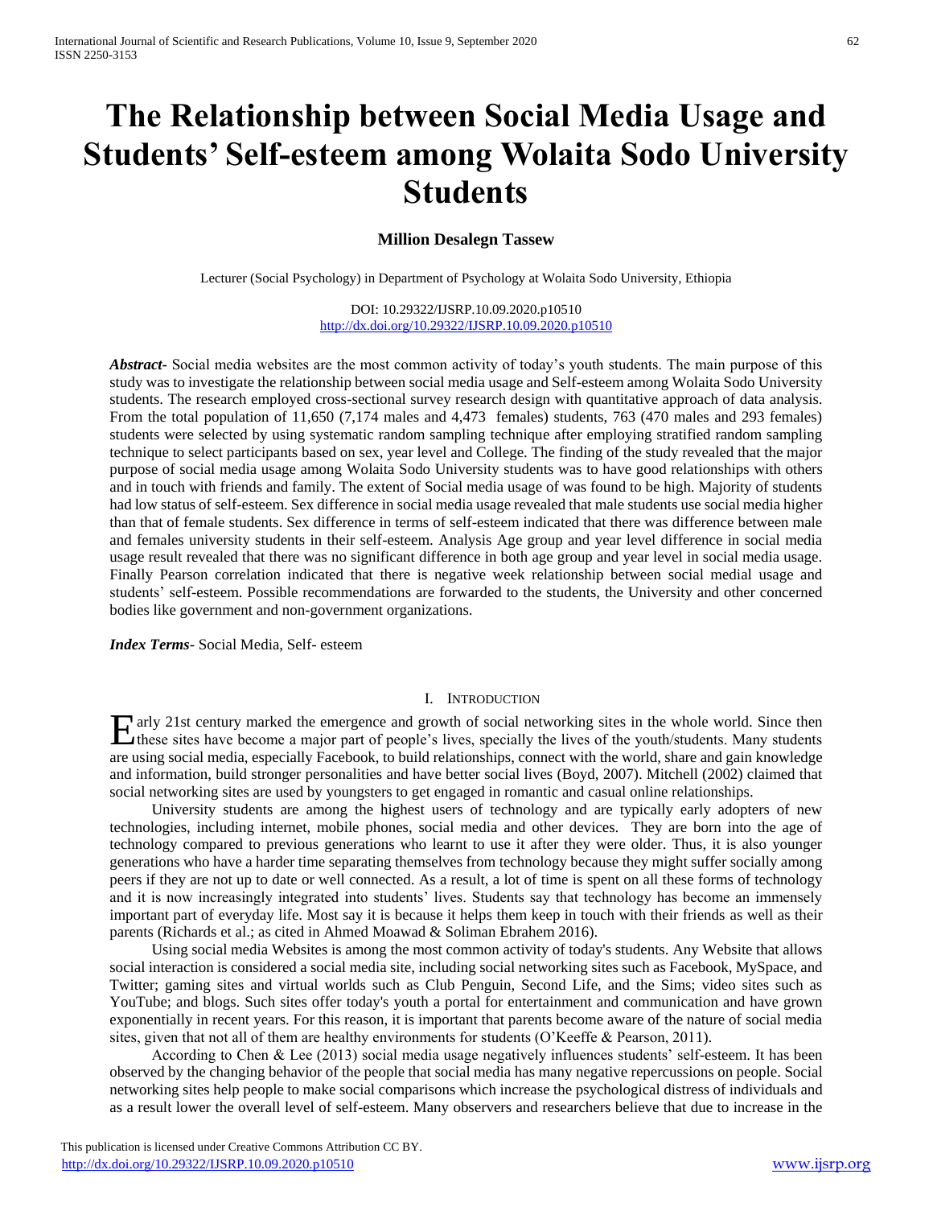# The Relationship between Social Media Usage and Students' Self-esteem among Wolaita Sodo University Students

**Million Desalegn Tassew**

Lecturer (Social Psychology) in Department of Psychology at Wolaita Sodo University, Ethiopia

DOI: 10.29322/IJSRP.10.09.2020.p10510
http://dx.doi.org/10.29322/IJSRP.10.09.2020.p10510

***Abstract*-** Social media websites are the most common activity of today's youth students. The main purpose of this study was to investigate the relationship between social media usage and Self-esteem among Wolaita Sodo University students. The research employed cross-sectional survey research design with quantitative approach of data analysis. From the total population of 11,650 (7,174 males and 4,473 females) students, 763 (470 males and 293 females) students were selected by using systematic random sampling technique after employing stratified random sampling technique to select participants based on sex, year level and College. The finding of the study revealed that the major purpose of social media usage among Wolaita Sodo University students was to have good relationships with others and in touch with friends and family. The extent of Social media usage of was found to be high. Majority of students had low status of self-esteem. Sex difference in social media usage revealed that male students use social media higher than that of female students. Sex difference in terms of self-esteem indicated that there was difference between male and females university students in their self-esteem. Analysis Age group and year level difference in social media usage result revealed that there was no significant difference in both age group and year level in social media usage. Finally Pearson correlation indicated that there is negative week relationship between social medial usage and students' self-esteem. Possible recommendations are forwarded to the students, the University and other concerned bodies like government and non-government organizations.

***Index Terms*-** Social Media, Self- esteem

## I. Introduction

Early 21st century marked the emergence and growth of social networking sites in the whole world. Since then these sites have become a major part of people's lives, specially the lives of the youth/students. Many students are using social media, especially Facebook, to build relationships, connect with the world, share and gain knowledge and information, build stronger personalities and have better social lives (Boyd, 2007). Mitchell (2002) claimed that social networking sites are used by youngsters to get engaged in romantic and casual online relationships.

University students are among the highest users of technology and are typically early adopters of new technologies, including internet, mobile phones, social media and other devices. They are born into the age of technology compared to previous generations who learnt to use it after they were older. Thus, it is also younger generations who have a harder time separating themselves from technology because they might suffer socially among peers if they are not up to date or well connected. As a result, a lot of time is spent on all these forms of technology and it is now increasingly integrated into students' lives. Students say that technology has become an immensely important part of everyday life. Most say it is because it helps them keep in touch with their friends as well as their parents (Richards et al.; as cited in Ahmed Moawad & Soliman Ebrahem 2016).

Using social media Websites is among the most common activity of today's students. Any Website that allows social interaction is considered a social media site, including social networking sites such as Facebook, MySpace, and Twitter; gaming sites and virtual worlds such as Club Penguin, Second Life, and the Sims; video sites such as YouTube; and blogs. Such sites offer today's youth a portal for entertainment and communication and have grown exponentially in recent years. For this reason, it is important that parents become aware of the nature of social media sites, given that not all of them are healthy environments for students (O'Keeffe & Pearson, 2011).

According to Chen & Lee (2013) social media usage negatively influences students' self-esteem. It has been observed by the changing behavior of the people that social media has many negative repercussions on people. Social networking sites help people to make social comparisons which increase the psychological distress of individuals and as a result lower the overall level of self-esteem. Many observers and researchers believe that due to increase in the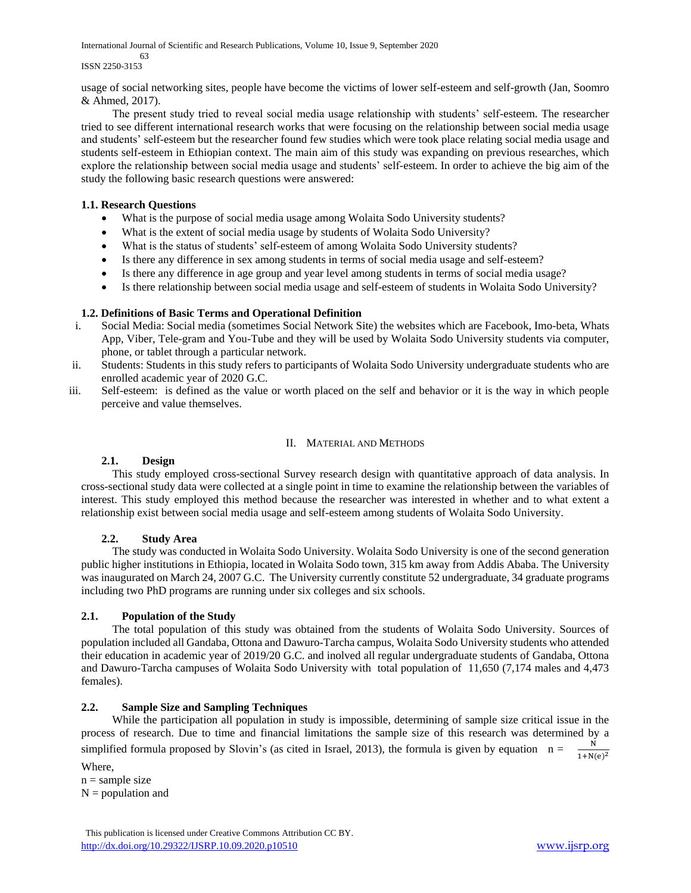usage of social networking sites, people have become the victims of lower self-esteem and self-growth (Jan, Soomro & Ahmed, 2017).

The present study tried to reveal social media usage relationship with students' self-esteem. The researcher tried to see different international research works that were focusing on the relationship between social media usage and students' self-esteem but the researcher found few studies which were took place relating social media usage and students self-esteem in Ethiopian context. The main aim of this study was expanding on previous researches, which explore the relationship between social media usage and students' self-esteem. In order to achieve the big aim of the study the following basic research questions were answered:

### 1.1. Research Questions

- What is the purpose of social media usage among Wolaita Sodo University students?
- What is the extent of social media usage by students of Wolaita Sodo University?
- What is the status of students' self-esteem of among Wolaita Sodo University students?
- Is there any difference in sex among students in terms of social media usage and self-esteem?
- Is there any difference in age group and year level among students in terms of social media usage?
- Is there relationship between social media usage and self-esteem of students in Wolaita Sodo University?

### 1.2. Definitions of Basic Terms and Operational Definition

i. Social Media: Social media (sometimes Social Network Site) the websites which are Facebook, Imo-beta, Whats App, Viber, Tele-gram and You-Tube and they will be used by Wolaita Sodo University students via computer, phone, or tablet through a particular network.

ii. Students: Students in this study refers to participants of Wolaita Sodo University undergraduate students who are enrolled academic year of 2020 G.C.

iii. Self-esteem: is defined as the value or worth placed on the self and behavior or it is the way in which people perceive and value themselves.

## II. Material and Methods

### 2.1. Design

This study employed cross-sectional Survey research design with quantitative approach of data analysis. In cross-sectional study data were collected at a single point in time to examine the relationship between the variables of interest. This study employed this method because the researcher was interested in whether and to what extent a relationship exist between social media usage and self-esteem among students of Wolaita Sodo University.

### 2.2. Study Area

The study was conducted in Wolaita Sodo University. Wolaita Sodo University is one of the second generation public higher institutions in Ethiopia, located in Wolaita Sodo town, 315 km away from Addis Ababa. The University was inaugurated on March 24, 2007 G.C. The University currently constitute 52 undergraduate, 34 graduate programs including two PhD programs are running under six colleges and six schools.

### 2.1. Population of the Study

The total population of this study was obtained from the students of Wolaita Sodo University. Sources of population included all Gandaba, Ottona and Dawuro-Tarcha campus, Wolaita Sodo University students who attended their education in academic year of 2019/20 G.C. and inolved all regular undergraduate students of Gandaba, Ottona and Dawuro-Tarcha campuses of Wolaita Sodo University with total population of 11,650 (7,174 males and 4,473 females).

### 2.2. Sample Size and Sampling Techniques

While the participation all population in study is impossible, determining of sample size critical issue in the process of research. Due to time and financial limitations the sample size of this research was determined by a simplified formula proposed by Slovin's (as cited in Israel, 2013), the formula is given by equation $n = \frac{N}{1+N(e)^2}$

Where,

n = sample size

N = population and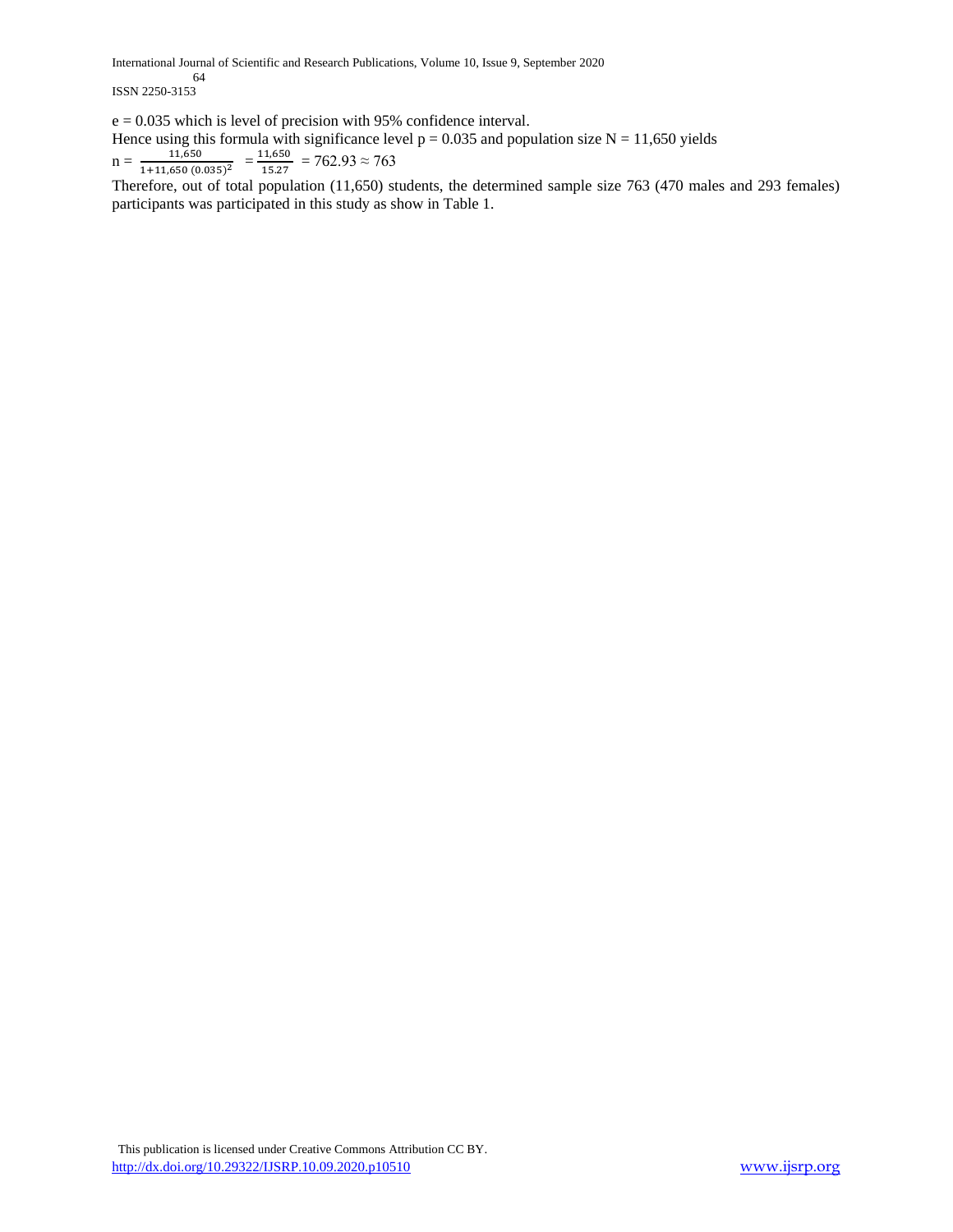e = 0.035 which is level of precision with 95% confidence interval.

Hence using this formula with significance level p = 0.035 and population size N = 11,650 yields

$$n = \frac{11,650}{1+11,650\,(0.035)^2} = \frac{11,650}{15.27} = 762.93 \approx 763$$

Therefore, out of total population (11,650) students, the determined sample size 763 (470 males and 293 females) participants was participated in this study as show in Table 1.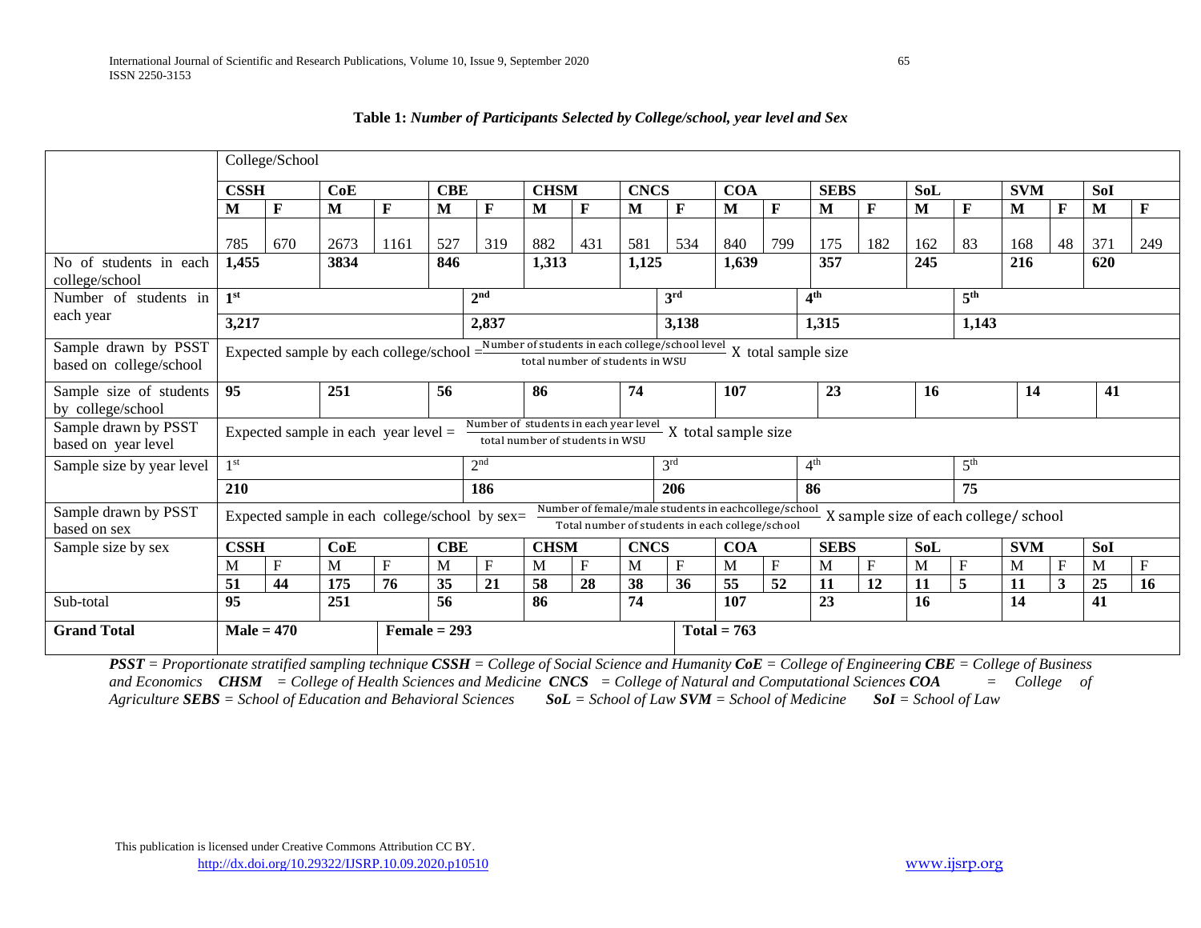**Table 1:** ***Number of Participants Selected by College/school, year level and Sex***

| | College/School | | | | | | | | | | | | | | | | | | | |
|---|---|---|---|---|---|---|---|---|---|---|---|---|---|---|---|---|---|---|---|---|
| | **CSSH** | | **CoE** | | **CBE** | | **CHSM** | | **CNCS** | | **COA** | | **SEBS** | | **SoL** | | **SVM** | | **SoI** | |
| | **M** | **F** | **M** | **F** | **M** | **F** | **M** | **F** | **M** | **F** | **M** | **F** | **M** | **F** | **M** | **F** | **M** | **F** | **M** | **F** |
| | 785 | 670 | 2673 | 1161 | 527 | 319 | 882 | 431 | 581 | 534 | 840 | 799 | 175 | 182 | 162 | 83 | 168 | 48 | 371 | 249 |
| No of students in each college/school | **1,455** | | **3834** | | **846** | | **1,313** | | **1,125** | | **1,639** | | **357** | | **245** | | **216** | | **620** | |
| Number of students in each year | **1st** | | | | | **2nd** | | | | **3rd** | | | **4th** | | | | **5th** | | | |
| | **3,217** | | | | | **2,837** | | | | **3,138** | | | **1,315** | | | | **1,143** | | | |
| Sample drawn by PSST based on college/school | Expected sample by each college/school = $\frac{\text{Number of students in each college/school level}}{\text{total number of students in WSU}}$ X total sample size | | | | | | | | | | | | | | | | | | | |
| Sample size of students by college/school | **95** | | **251** | | **56** | | **86** | | **74** | | **107** | | **23** | | **16** | | **14** | | **41** | |
| Sample drawn by PSST based on year level | Expected sample in each year level = $\frac{\text{Number of students in each year level}}{\text{total number of students in WSU}}$ X total sample size | | | | | | | | | | | | | | | | | | | |
| Sample size by year level | 1st | | | | | 2nd | | | | 3rd | | | 4th | | | | 5th | | | |
| | **210** | | | | | **186** | | | | **206** | | | **86** | | | | **75** | | | |
| Sample drawn by PSST based on sex | Expected sample in each college/school by sex= $\frac{\text{Number of female/male students in each college/school}}{\text{Total number of students in each college/school}}$ X sample size of each college/ school | | | | | | | | | | | | | | | | | | | |
| Sample size by sex | **CSSH** | | **CoE** | | **CBE** | | **CHSM** | | **CNCS** | | **COA** | | **SEBS** | | **SoL** | | **SVM** | | **SoI** | |
| | M | F | M | F | M | F | M | F | M | F | M | F | M | F | M | F | M | F | M | F |
| | **51** | **44** | **175** | **76** | **35** | **21** | **58** | **28** | **38** | **36** | **55** | **52** | **11** | **12** | **11** | **5** | **11** | **3** | **25** | **16** |
| Sub-total | **95** | | **251** | | **56** | | **86** | | **74** | | **107** | | **23** | | **16** | | **14** | | **41** | |
| **Grand Total** | **Male = 470** | | | **Female = 293** | | | | | | **Total = 763** | | | | | | | | | | |

***PSST** = Proportionate stratified sampling technique **CSSH** = College of Social Science and Humanity **CoE** = College of Engineering **CBE** = College of Business and Economics **CHSM** = College of Health Sciences and Medicine **CNCS** = College of Natural and Computational Sciences **COA** = College of Agriculture **SEBS** = School of Education and Behavioral Sciences **SoL** = School of Law **SVM** = School of Medicine **SoI** = School of Law*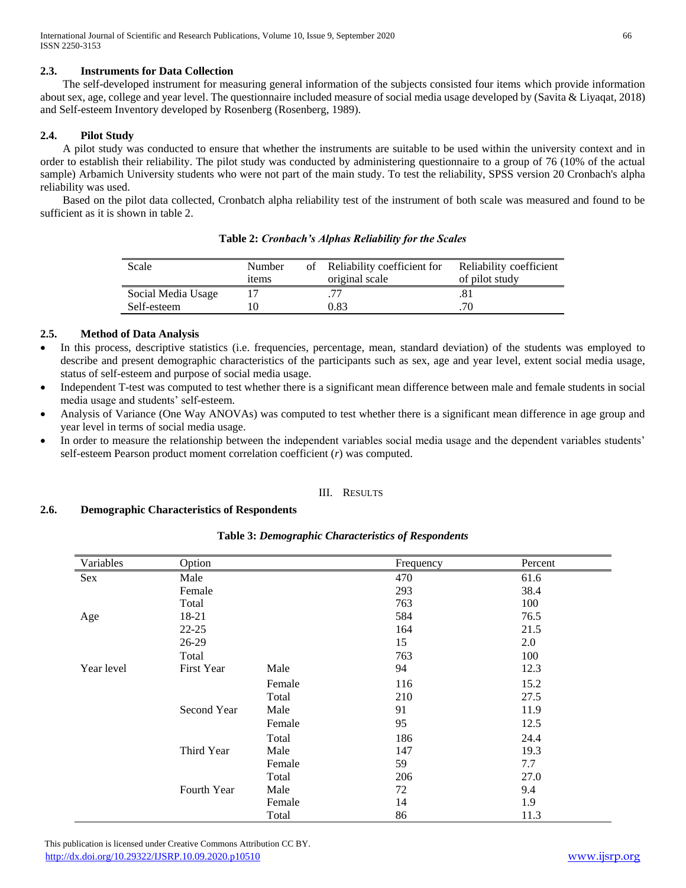### 2.3. Instruments for Data Collection

The self-developed instrument for measuring general information of the subjects consisted four items which provide information about sex, age, college and year level. The questionnaire included measure of social media usage developed by (Savita & Liyaqat, 2018) and Self-esteem Inventory developed by Rosenberg (Rosenberg, 1989).

### 2.4. Pilot Study

A pilot study was conducted to ensure that whether the instruments are suitable to be used within the university context and in order to establish their reliability. The pilot study was conducted by administering questionnaire to a group of 76 (10% of the actual sample) Arbamich University students who were not part of the main study. To test the reliability, SPSS version 20 Cronbach's alpha reliability was used.

Based on the pilot data collected, Cronbatch alpha reliability test of the instrument of both scale was measured and found to be sufficient as it is shown in table 2.

**Table 2:** ***Cronbach's Alphas Reliability for the Scales***

| Scale | Number of items | Reliability coefficient for original scale | Reliability coefficient of pilot study |
|---|---|---|---|
| Social Media Usage | 17 | .77 | .81 |
| Self-esteem | 10 | 0.83 | .70 |

### 2.5. Method of Data Analysis

- In this process, descriptive statistics (i.e. frequencies, percentage, mean, standard deviation) of the students was employed to describe and present demographic characteristics of the participants such as sex, age and year level, extent social media usage, status of self-esteem and purpose of social media usage.
- Independent T-test was computed to test whether there is a significant mean difference between male and female students in social media usage and students' self-esteem.
- Analysis of Variance (One Way ANOVAs) was computed to test whether there is a significant mean difference in age group and year level in terms of social media usage.
- In order to measure the relationship between the independent variables social media usage and the dependent variables students' self-esteem Pearson product moment correlation coefficient (*r*) was computed.

## III. Results

### 2.6. Demographic Characteristics of Respondents

**Table 3:** ***Demographic Characteristics of Respondents***

| Variables | Option | | Frequency | Percent |
|---|---|---|---|---|
| Sex | Male | | 470 | 61.6 |
| | Female | | 293 | 38.4 |
| | Total | | 763 | 100 |
| Age | 18-21 | | 584 | 76.5 |
| | 22-25 | | 164 | 21.5 |
| | 26-29 | | 15 | 2.0 |
| | Total | | 763 | 100 |
| Year level | First Year | Male | 94 | 12.3 |
| | | Female | 116 | 15.2 |
| | | Total | 210 | 27.5 |
| | Second Year | Male | 91 | 11.9 |
| | | Female | 95 | 12.5 |
| | | Total | 186 | 24.4 |
| | Third Year | Male | 147 | 19.3 |
| | | Female | 59 | 7.7 |
| | | Total | 206 | 27.0 |
| | Fourth Year | Male | 72 | 9.4 |
| | | Female | 14 | 1.9 |
| | | Total | 86 | 11.3 |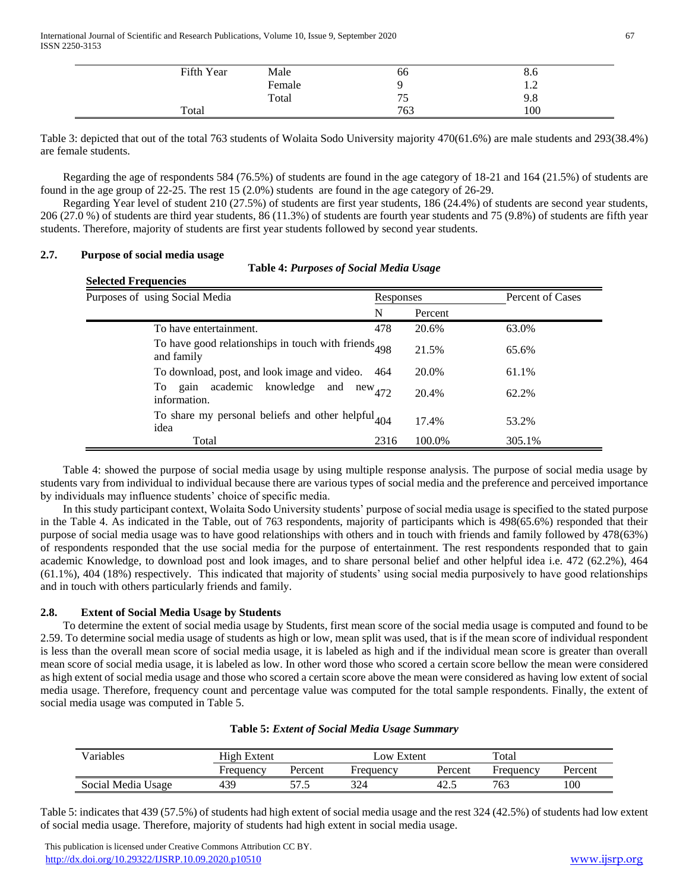| | | | |
|---|---|---|---|
| Fifth Year | Male | 66 | 8.6 |
| | Female | 9 | 1.2 |
| | Total | 75 | 9.8 |
| Total | | 763 | 100 |

Table 3: depicted that out of the total 763 students of Wolaita Sodo University majority 470(61.6%) are male students and 293(38.4%) are female students.

Regarding the age of respondents 584 (76.5%) of students are found in the age category of 18-21 and 164 (21.5%) of students are found in the age group of 22-25. The rest 15 (2.0%) students are found in the age category of 26-29.

Regarding Year level of student 210 (27.5%) of students are first year students, 186 (24.4%) of students are second year students, 206 (27.0 %) of students are third year students, 86 (11.3%) of students are fourth year students and 75 (9.8%) of students are fifth year students. Therefore, majority of students are first year students followed by second year students.

## 2.7. Purpose of social media usage

**Table 4:** ***Purposes of Social Media Usage***

**Selected Frequencies**

| Purposes of using Social Media | Responses | | Percent of Cases |
|---|---|---|---|
| | N | Percent | |
| To have entertainment. | 478 | 20.6% | 63.0% |
| To have good relationships in touch with friends and family | 498 | 21.5% | 65.6% |
| To download, post, and look image and video. | 464 | 20.0% | 61.1% |
| To gain academic knowledge and new information. | 472 | 20.4% | 62.2% |
| To share my personal beliefs and other helpful idea | 404 | 17.4% | 53.2% |
| Total | 2316 | 100.0% | 305.1% |

Table 4: showed the purpose of social media usage by using multiple response analysis. The purpose of social media usage by students vary from individual to individual because there are various types of social media and the preference and perceived importance by individuals may influence students' choice of specific media.

In this study participant context, Wolaita Sodo University students' purpose of social media usage is specified to the stated purpose in the Table 4. As indicated in the Table, out of 763 respondents, majority of participants which is 498(65.6%) responded that their purpose of social media usage was to have good relationships with others and in touch with friends and family followed by 478(63%) of respondents responded that the use social media for the purpose of entertainment. The rest respondents responded that to gain academic Knowledge, to download post and look images, and to share personal belief and other helpful idea i.e. 472 (62.2%), 464 (61.1%), 404 (18%) respectively. This indicated that majority of students' using social media purposively to have good relationships and in touch with others particularly friends and family.

## 2.8. Extent of Social Media Usage by Students

To determine the extent of social media usage by Students, first mean score of the social media usage is computed and found to be 2.59. To determine social media usage of students as high or low, mean split was used, that is if the mean score of individual respondent is less than the overall mean score of social media usage, it is labeled as high and if the individual mean score is greater than overall mean score of social media usage, it is labeled as low. In other word those who scored a certain score bellow the mean were considered as high extent of social media usage and those who scored a certain score above the mean were considered as having low extent of social media usage. Therefore, frequency count and percentage value was computed for the total sample respondents. Finally, the extent of social media usage was computed in Table 5.

**Table 5:** ***Extent of Social Media Usage Summary***

| Variables | High Extent | | Low Extent | | Total | |
|---|---|---|---|---|---|---|
| | Frequency | Percent | Frequency | Percent | Frequency | Percent |
| Social Media Usage | 439 | 57.5 | 324 | 42.5 | 763 | 100 |

Table 5: indicates that 439 (57.5%) of students had high extent of social media usage and the rest 324 (42.5%) of students had low extent of social media usage. Therefore, majority of students had high extent in social media usage.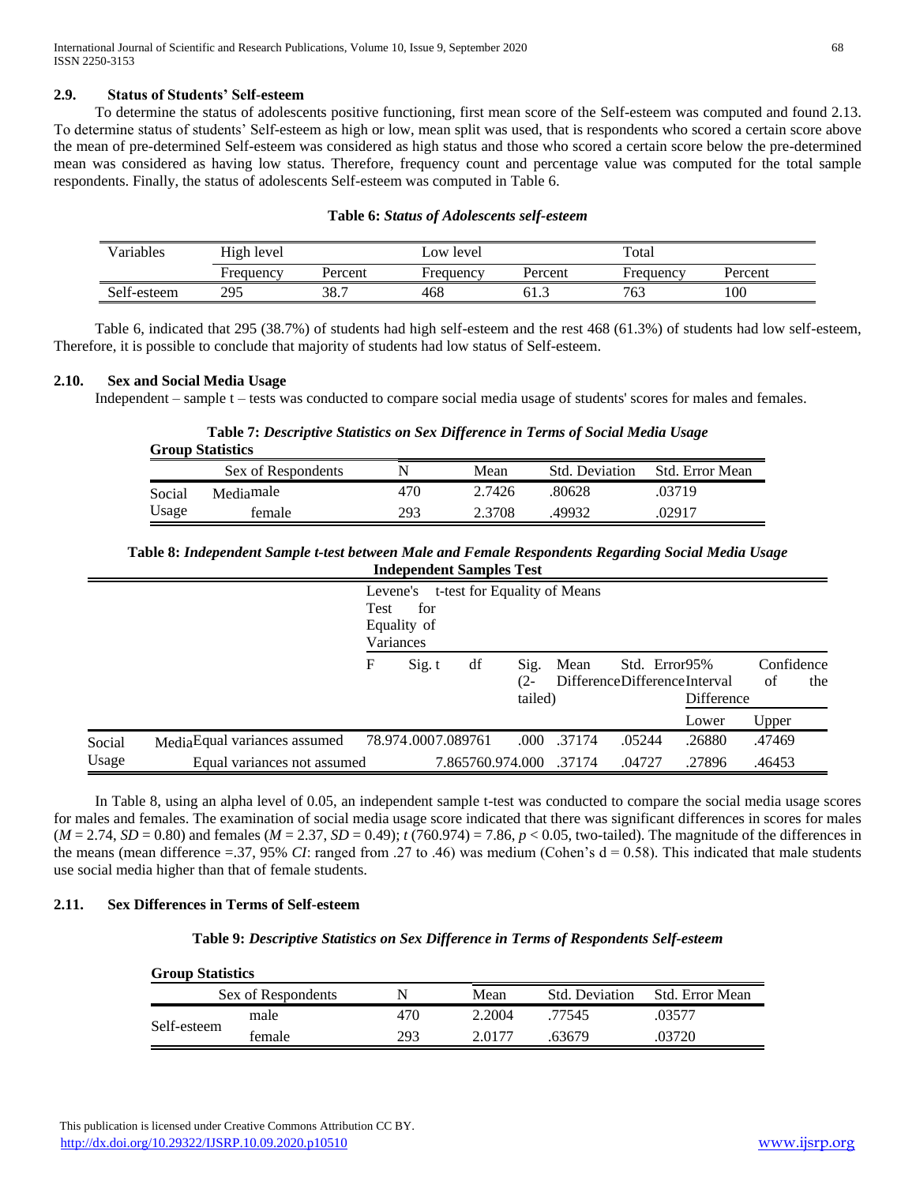### 2.9. Status of Students' Self-esteem

To determine the status of adolescents positive functioning, first mean score of the Self-esteem was computed and found 2.13. To determine status of students' Self-esteem as high or low, mean split was used, that is respondents who scored a certain score above the mean of pre-determined Self-esteem was considered as high status and those who scored a certain score below the pre-determined mean was considered as having low status. Therefore, frequency count and percentage value was computed for the total sample respondents. Finally, the status of adolescents Self-esteem was computed in Table 6.

**Table 6:** ***Status of Adolescents self-esteem***

| Variables | High level | | Low level | | Total | |
|---|---|---|---|---|---|---|
| | Frequency | Percent | Frequency | Percent | Frequency | Percent |
| Self-esteem | 295 | 38.7 | 468 | 61.3 | 763 | 100 |

Table 6, indicated that 295 (38.7%) of students had high self-esteem and the rest 468 (61.3%) of students had low self-esteem, Therefore, it is possible to conclude that majority of students had low status of Self-esteem.

### 2.10. Sex and Social Media Usage

Independent – sample t – tests was conducted to compare social media usage of students' scores for males and females.

**Table 7:** ***Descriptive Statistics on Sex Difference in Terms of Social Media Usage***

**Group Statistics**

| | Sex of Respondents | N | Mean | Std. Deviation | Std. Error Mean |
|---|---|---|---|---|---|
| Social Media Usage | male | 470 | 2.7426 | .80628 | .03719 |
| | female | 293 | 2.3708 | .49932 | .02917 |

**Table 8:** ***Independent Sample t-test between Male and Female Respondents Regarding Social Media Usage***

**Independent Samples Test**

| | | Levene's Test for Equality of Variances | | t-test for Equality of Means | | | | | | |
|---|---|---|---|---|---|---|---|---|---|---|
| | | F | Sig. | t | df | Sig. (2-tailed) | Mean Difference | Std. Error Difference | 95% Confidence Interval of the Difference | |
| | | | | | | | | | Lower | Upper |
| Social Media Usage | Equal variances assumed | 78.974 | .000 | 7.089 | 761 | .000 | .37174 | .05244 | .26880 | .47469 |
| | Equal variances not assumed | | | 7.865 | 760.974 | .000 | .37174 | .04727 | .27896 | .46453 |

In Table 8, using an alpha level of 0.05, an independent sample t-test was conducted to compare the social media usage scores for males and females. The examination of social media usage score indicated that there was significant differences in scores for males (*M* = 2.74, *SD* = 0.80) and females (*M* = 2.37, *SD* = 0.49); $t$ (760.974) = 7.86, $p < 0.05$, two-tailed). The magnitude of the differences in the means (mean difference =.37, 95% *CI*: ranged from .27 to .46) was medium (Cohen's d = 0.58). This indicated that male students use social media higher than that of female students.

### 2.11. Sex Differences in Terms of Self-esteem

**Table 9:** ***Descriptive Statistics on Sex Difference in Terms of Respondents Self-esteem***

**Group Statistics**

| | Sex of Respondents | N | Mean | Std. Deviation | Std. Error Mean |
|---|---|---|---|---|---|
| Self-esteem | male | 470 | 2.2004 | .77545 | .03577 |
| | female | 293 | 2.0177 | .63679 | .03720 |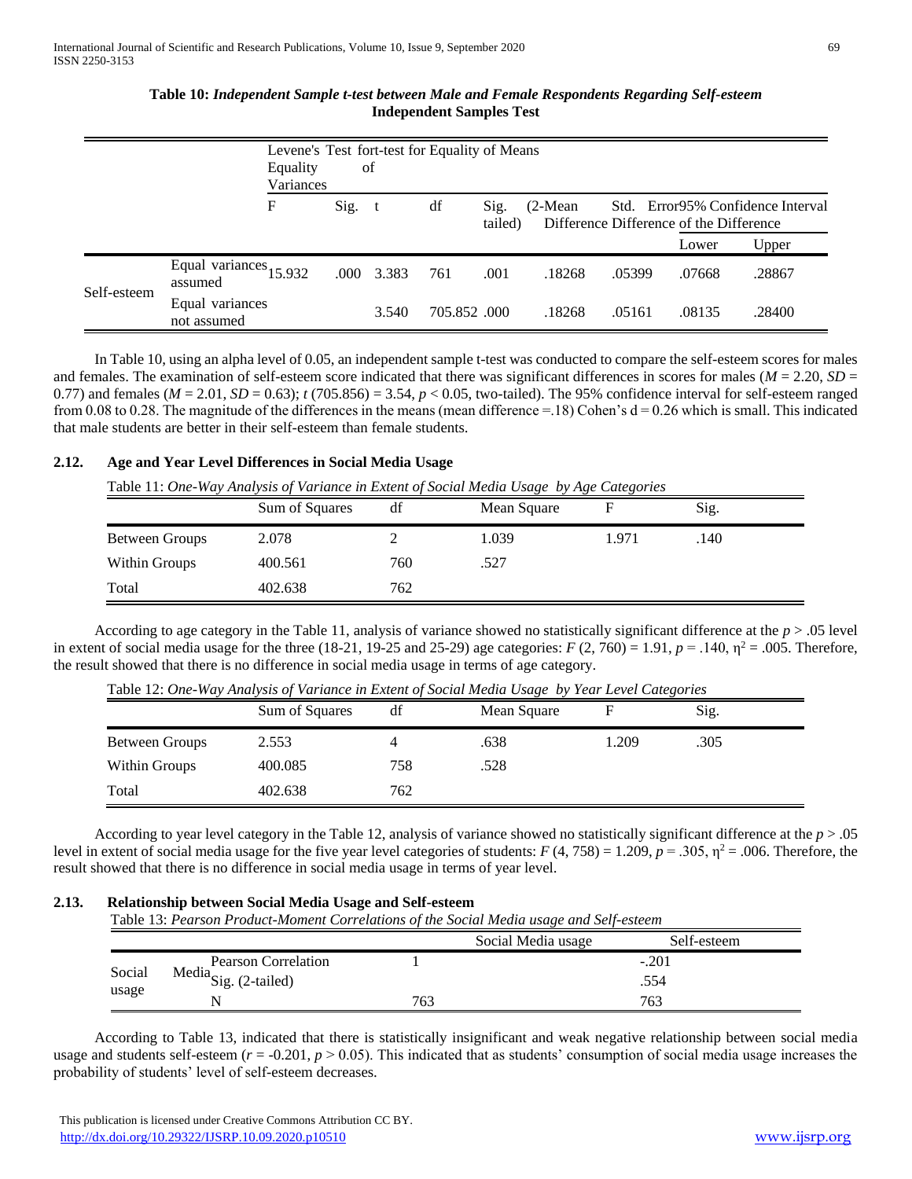**Table 10:** ***Independent Sample t-test between Male and Female Respondents Regarding Self-esteem***
**Independent Samples Test**

| | | Levene's Test for Equality of Variances | | t-test for Equality of Means | | | | | | |
|---|---|---|---|---|---|---|---|---|---|---|
| | | F | Sig. | t | df | Sig. (2-tailed) | Mean Difference | Std. Error Difference | 95% Confidence Interval of the Difference | |
| | | | | | | | | | Lower | Upper |
| Self-esteem | Equal variances assumed | 15.932 | .000 | 3.383 | 761 | .001 | .18268 | .05399 | .07668 | .28867 |
| | Equal variances not assumed | | | 3.540 | 705.852 | .000 | .18268 | .05161 | .08135 | .28400 |

In Table 10, using an alpha level of 0.05, an independent sample t-test was conducted to compare the self-esteem scores for males and females. The examination of self-esteem score indicated that there was significant differences in scores for males ($M = 2.20$, $SD = 0.77$) and females ($M = 2.01$, $SD = 0.63$); $t\ (705.856) = 3.54$, $p < 0.05$, two-tailed). The 95% confidence interval for self-esteem ranged from 0.08 to 0.28. The magnitude of the differences in the means (mean difference =.18) Cohen's d = 0.26 which is small. This indicated that male students are better in their self-esteem than female students.

### 2.12. Age and Year Level Differences in Social Media Usage

Table 11: *One-Way Analysis of Variance in Extent of Social Media Usage by Age Categories*

| | Sum of Squares | df | Mean Square | F | Sig. |
|---|---|---|---|---|---|
| Between Groups | 2.078 | 2 | 1.039 | 1.971 | .140 |
| Within Groups | 400.561 | 760 | .527 | | |
| Total | 402.638 | 762 | | | |

According to age category in the Table 11, analysis of variance showed no statistically significant difference at the $p > .05$ level in extent of social media usage for the three (18-21, 19-25 and 25-29) age categories: $F\ (2, 760) = 1.91$, $p = .140$, $\eta^2 = .005$. Therefore, the result showed that there is no difference in social media usage in terms of age category.

Table 12: *One-Way Analysis of Variance in Extent of Social Media Usage by Year Level Categories*

| | Sum of Squares | df | Mean Square | F | Sig. |
|---|---|---|---|---|---|
| Between Groups | 2.553 | 4 | .638 | 1.209 | .305 |
| Within Groups | 400.085 | 758 | .528 | | |
| Total | 402.638 | 762 | | | |

According to year level category in the Table 12, analysis of variance showed no statistically significant difference at the $p > .05$ level in extent of social media usage for the five year level categories of students: $F\ (4, 758) = 1.209$, $p = .305$, $\eta^2 = .006$. Therefore, the result showed that there is no difference in social media usage in terms of year level.

### 2.13. Relationship between Social Media Usage and Self-esteem

Table 13: *Pearson Product-Moment Correlations of the Social Media usage and Self-esteem*

| | | Social Media usage | Self-esteem |
|---|---|---|---|
| Social Media usage | Pearson Correlation | 1 | -.201 |
| | Sig. (2-tailed) | | .554 |
| | N | 763 | 763 |

According to Table 13, indicated that there is statistically insignificant and weak negative relationship between social media usage and students self-esteem ($r = -0.201$, $p > 0.05$). This indicated that as students' consumption of social media usage increases the probability of students' level of self-esteem decreases.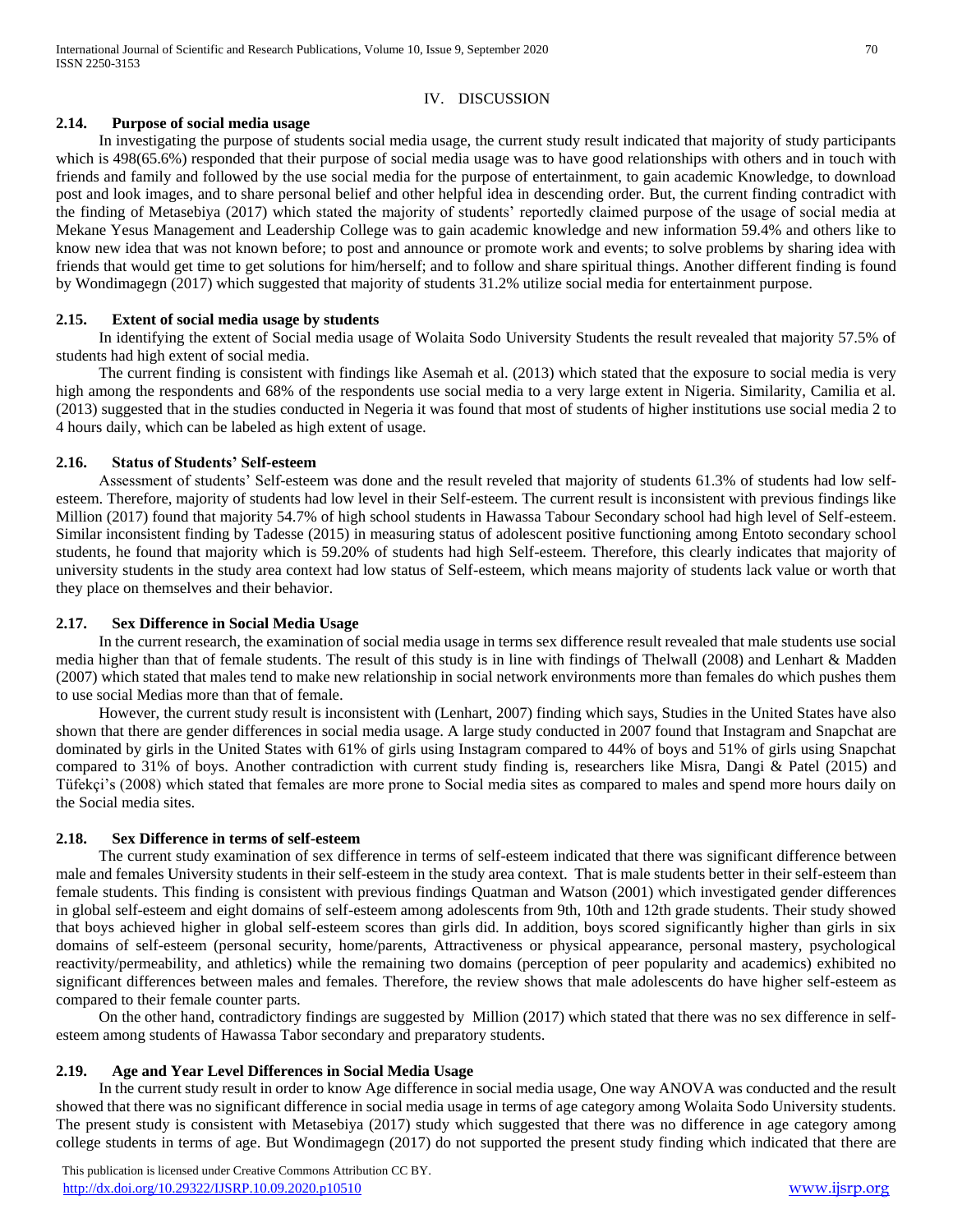# IV. DISCUSSION

### 2.14. Purpose of social media usage

In investigating the purpose of students social media usage, the current study result indicated that majority of study participants which is 498(65.6%) responded that their purpose of social media usage was to have good relationships with others and in touch with friends and family and followed by the use social media for the purpose of entertainment, to gain academic Knowledge, to download post and look images, and to share personal belief and other helpful idea in descending order. But, the current finding contradict with the finding of Metasebiya (2017) which stated the majority of students' reportedly claimed purpose of the usage of social media at Mekane Yesus Management and Leadership College was to gain academic knowledge and new information 59.4% and others like to know new idea that was not known before; to post and announce or promote work and events; to solve problems by sharing idea with friends that would get time to get solutions for him/herself; and to follow and share spiritual things. Another different finding is found by Wondimagegn (2017) which suggested that majority of students 31.2% utilize social media for entertainment purpose.

### 2.15. Extent of social media usage by students

In identifying the extent of Social media usage of Wolaita Sodo University Students the result revealed that majority 57.5% of students had high extent of social media.

The current finding is consistent with findings like Asemah et al. (2013) which stated that the exposure to social media is very high among the respondents and 68% of the respondents use social media to a very large extent in Nigeria. Similarity, Camilia et al. (2013) suggested that in the studies conducted in Negeria it was found that most of students of higher institutions use social media 2 to 4 hours daily, which can be labeled as high extent of usage.

### 2.16. Status of Students' Self-esteem

Assessment of students' Self-esteem was done and the result reveled that majority of students 61.3% of students had low self-esteem. Therefore, majority of students had low level in their Self-esteem. The current result is inconsistent with previous findings like Million (2017) found that majority 54.7% of high school students in Hawassa Tabour Secondary school had high level of Self-esteem. Similar inconsistent finding by Tadesse (2015) in measuring status of adolescent positive functioning among Entoto secondary school students, he found that majority which is 59.20% of students had high Self-esteem. Therefore, this clearly indicates that majority of university students in the study area context had low status of Self-esteem, which means majority of students lack value or worth that they place on themselves and their behavior.

### 2.17. Sex Difference in Social Media Usage

In the current research, the examination of social media usage in terms sex difference result revealed that male students use social media higher than that of female students. The result of this study is in line with findings of Thelwall (2008) and Lenhart & Madden (2007) which stated that males tend to make new relationship in social network environments more than females do which pushes them to use social Medias more than that of female.

However, the current study result is inconsistent with (Lenhart, 2007) finding which says, Studies in the United States have also shown that there are gender differences in social media usage. A large study conducted in 2007 found that Instagram and Snapchat are dominated by girls in the United States with 61% of girls using Instagram compared to 44% of boys and 51% of girls using Snapchat compared to 31% of boys. Another contradiction with current study finding is, researchers like Misra, Dangi & Patel (2015) and Tüfekçi's (2008) which stated that females are more prone to Social media sites as compared to males and spend more hours daily on the Social media sites.

### 2.18. Sex Difference in terms of self-esteem

The current study examination of sex difference in terms of self-esteem indicated that there was significant difference between male and females University students in their self-esteem in the study area context. That is male students better in their self-esteem than female students. This finding is consistent with previous findings Quatman and Watson (2001) which investigated gender differences in global self-esteem and eight domains of self-esteem among adolescents from 9th, 10th and 12th grade students. Their study showed that boys achieved higher in global self-esteem scores than girls did. In addition, boys scored significantly higher than girls in six domains of self-esteem (personal security, home/parents, Attractiveness or physical appearance, personal mastery, psychological reactivity/permeability, and athletics) while the remaining two domains (perception of peer popularity and academics) exhibited no significant differences between males and females. Therefore, the review shows that male adolescents do have higher self-esteem as compared to their female counter parts.

On the other hand, contradictory findings are suggested by Million (2017) which stated that there was no sex difference in self-esteem among students of Hawassa Tabor secondary and preparatory students.

### 2.19. Age and Year Level Differences in Social Media Usage

In the current study result in order to know Age difference in social media usage, One way ANOVA was conducted and the result showed that there was no significant difference in social media usage in terms of age category among Wolaita Sodo University students. The present study is consistent with Metasebiya (2017) study which suggested that there was no difference in age category among college students in terms of age. But Wondimagegn (2017) do not supported the present study finding which indicated that there are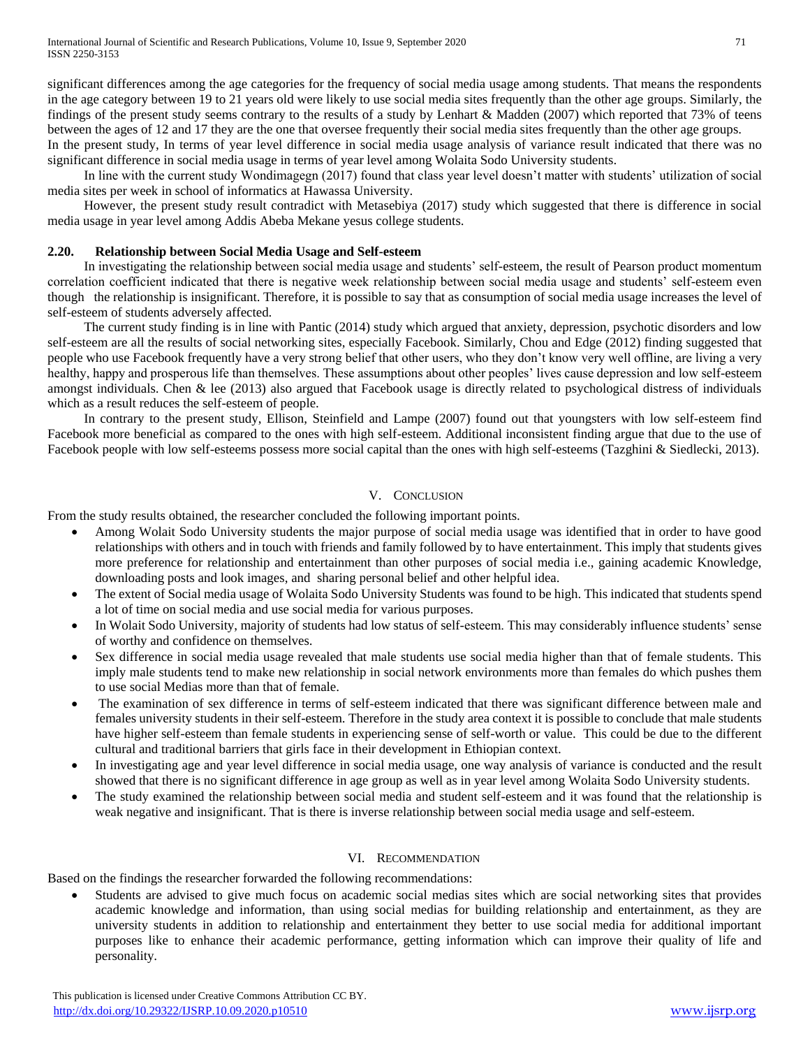significant differences among the age categories for the frequency of social media usage among students. That means the respondents in the age category between 19 to 21 years old were likely to use social media sites frequently than the other age groups. Similarly, the findings of the present study seems contrary to the results of a study by Lenhart & Madden (2007) which reported that 73% of teens between the ages of 12 and 17 they are the one that oversee frequently their social media sites frequently than the other age groups.
In the present study, In terms of year level difference in social media usage analysis of variance result indicated that there was no significant difference in social media usage in terms of year level among Wolaita Sodo University students.

In line with the current study Wondimagegn (2017) found that class year level doesn't matter with students' utilization of social media sites per week in school of informatics at Hawassa University.

However, the present study result contradict with Metasebiya (2017) study which suggested that there is difference in social media usage in year level among Addis Abeba Mekane yesus college students.

### 2.20. Relationship between Social Media Usage and Self-esteem

In investigating the relationship between social media usage and students' self-esteem, the result of Pearson product momentum correlation coefficient indicated that there is negative week relationship between social media usage and students' self-esteem even though the relationship is insignificant. Therefore, it is possible to say that as consumption of social media usage increases the level of self-esteem of students adversely affected.

The current study finding is in line with Pantic (2014) study which argued that anxiety, depression, psychotic disorders and low self-esteem are all the results of social networking sites, especially Facebook. Similarly, Chou and Edge (2012) finding suggested that people who use Facebook frequently have a very strong belief that other users, who they don't know very well offline, are living a very healthy, happy and prosperous life than themselves. These assumptions about other peoples' lives cause depression and low self-esteem amongst individuals. Chen & lee (2013) also argued that Facebook usage is directly related to psychological distress of individuals which as a result reduces the self-esteem of people.

In contrary to the present study, Ellison, Steinfield and Lampe (2007) found out that youngsters with low self-esteem find Facebook more beneficial as compared to the ones with high self-esteem. Additional inconsistent finding argue that due to the use of Facebook people with low self-esteems possess more social capital than the ones with high self-esteems (Tazghini & Siedlecki, 2013).

## V. Conclusion

From the study results obtained, the researcher concluded the following important points.

- Among Wolait Sodo University students the major purpose of social media usage was identified that in order to have good relationships with others and in touch with friends and family followed by to have entertainment. This imply that students gives more preference for relationship and entertainment than other purposes of social media i.e., gaining academic Knowledge, downloading posts and look images, and sharing personal belief and other helpful idea.
- The extent of Social media usage of Wolaita Sodo University Students was found to be high. This indicated that students spend a lot of time on social media and use social media for various purposes.
- In Wolait Sodo University, majority of students had low status of self-esteem. This may considerably influence students' sense of worthy and confidence on themselves.
- Sex difference in social media usage revealed that male students use social media higher than that of female students. This imply male students tend to make new relationship in social network environments more than females do which pushes them to use social Medias more than that of female.
- The examination of sex difference in terms of self-esteem indicated that there was significant difference between male and females university students in their self-esteem. Therefore in the study area context it is possible to conclude that male students have higher self-esteem than female students in experiencing sense of self-worth or value. This could be due to the different cultural and traditional barriers that girls face in their development in Ethiopian context.
- In investigating age and year level difference in social media usage, one way analysis of variance is conducted and the result showed that there is no significant difference in age group as well as in year level among Wolaita Sodo University students.
- The study examined the relationship between social media and student self-esteem and it was found that the relationship is weak negative and insignificant. That is there is inverse relationship between social media usage and self-esteem.

## VI. Recommendation

Based on the findings the researcher forwarded the following recommendations:

- Students are advised to give much focus on academic social medias sites which are social networking sites that provides academic knowledge and information, than using social medias for building relationship and entertainment, as they are university students in addition to relationship and entertainment they better to use social media for additional important purposes like to enhance their academic performance, getting information which can improve their quality of life and personality.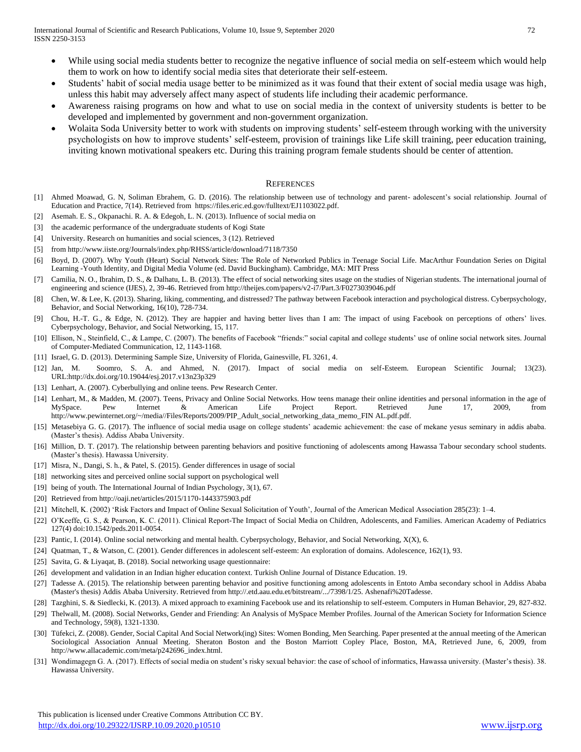- While using social media students better to recognize the negative influence of social media on self-esteem which would help them to work on how to identify social media sites that deteriorate their self-esteem.
- Students' habit of social media usage better to be minimized as it was found that their extent of social media usage was high, unless this habit may adversely affect many aspect of students life including their academic performance.
- Awareness raising programs on how and what to use on social media in the context of university students is better to be developed and implemented by government and non-government organization.
- Wolaita Soda University better to work with students on improving students' self-esteem through working with the university psychologists on how to improve students' self-esteem, provision of trainings like Life skill training, peer education training, inviting known motivational speakers etc. During this training program female students should be center of attention.

## References

[1] Ahmed Moawad, G. N, Soliman Ebrahem, G. D. (2016). The relationship between use of technology and parent- adolescent's social relationship. Journal of Education and Practice, 7(14). Retrieved from https://files.eric.ed.gov/fulltext/EJ1103022.pdf.

[2] Asemah. E. S., Okpanachi. R. A. & Edegoh, L. N. (2013). Influence of social media on

[3] the academic performance of the undergraduate students of Kogi State

[4] University. Research on humanities and social sciences, 3 (12). Retrieved

[5] from http://www.iiste.org/Journals/index.php/RHSS/article/download/7118/7350

[6] Boyd, D. (2007). Why Youth (Heart) Social Network Sites: The Role of Networked Publics in Teenage Social Life. MacArthur Foundation Series on Digital Learning -Youth Identity, and Digital Media Volume (ed. David Buckingham). Cambridge, MA: MIT Press

[7] Camilia, N. O., Ibrahim, D. S., & Dalhatu, L. B. (2013). The effect of social networking sites usage on the studies of Nigerian students. The international journal of engineering and science (IJES), 2, 39-46. Retrieved from http://theijes.com/papers/v2-i7/Part.3/F0273039046.pdf

[8] Chen, W. & Lee, K. (2013). Sharing, liking, commenting, and distressed? The pathway between Facebook interaction and psychological distress. Cyberpsychology, Behavior, and Social Networking, 16(10), 728-734.

[9] Chou, H.-T. G., & Edge, N. (2012). They are happier and having better lives than I am: The impact of using Facebook on perceptions of others' lives. Cyberpsychology, Behavior, and Social Networking, 15, 117.

[10] Ellison, N., Steinfield, C., & Lampe, C. (2007). The benefits of Facebook "friends:" social capital and college students' use of online social network sites. Journal of Computer-Mediated Communication, 12, 1143-1168.

[11] Israel, G. D. (2013). Determining Sample Size, University of Florida, Gainesville, FL 3261, 4.

[12] Jan, M. Soomro, S. A. and Ahmed, N. (2017). Impact of social media on self-Esteem. European Scientific Journal; 13(23). URL:http://dx.doi.org/10.19044/esj.2017.v13n23p329

[13] Lenhart, A. (2007). Cyberbullying and online teens. Pew Research Center.

[14] Lenhart, M., & Madden, M. (2007). Teens, Privacy and Online Social Networks. How teens manage their online identities and personal information in the age of MySpace. Pew Internet & American Life Project Report. Retrieved June 17, 2009, from http://www.pewinternet.org/~/media//Files/Reports/2009/PIP_Adult_social_networking_data_memo_FIN AL.pdf.pdf.

[15] Metasebiya G. G. (2017). The influence of social media usage on college students' academic achievement: the case of mekane yesus seminary in addis ababa. (Master's thesis). Addiss Ababa University.

[16] Million, D. T. (2017). The relationship between parenting behaviors and positive functioning of adolescents among Hawassa Tabour secondary school students. (Master's thesis). Hawassa University.

[17] Misra, N., Dangi, S. h., & Patel, S. (2015). Gender differences in usage of social

[18] networking sites and perceived online social support on psychological well

[19] being of youth. The International Journal of Indian Psychology, 3(1), 67.

[20] Retrieved from http://oaji.net/articles/2015/1170-1443375903.pdf

[21] Mitchell, K. (2002) 'Risk Factors and Impact of Online Sexual Solicitation of Youth', Journal of the American Medical Association 285(23): 1–4.

[22] O'Keeffe, G. S., & Pearson, K. C. (2011). Clinical Report-The Impact of Social Media on Children, Adolescents, and Families. American Academy of Pediatrics 127(4) doi:10.1542/peds.2011-0054.

[23] Pantic, I. (2014). Online social networking and mental health. Cyberpsychology, Behavior, and Social Networking, X(X), 6.

[24] Quatman, T., & Watson, C. (2001). Gender differences in adolescent self-esteem: An exploration of domains. Adolescence, 162(1), 93.

[25] Savita, G. & Liyaqat, B. (2018). Social networking usage questionnaire:

[26] development and validation in an Indian higher education context. Turkish Online Journal of Distance Education. 19.

[27] Tadesse A. (2015). The relationship between parenting behavior and positive functioning among adolescents in Entoto Amba secondary school in Addiss Ababa (Master's thesis) Addis Ababa University. Retrieved from http://.etd.aau.edu.et/bitstream/.../7398/1/25. Ashenafi%20Tadesse.

[28] Tazghini, S. & Siedlecki, K. (2013). A mixed approach to examining Facebook use and its relationship to self-esteem. Computers in Human Behavior, 29, 827-832.

[29] Thelwall, M. (2008). Social Networks, Gender and Friending: An Analysis of MySpace Member Profiles. Journal of the American Society for Information Science and Technology, 59(8), 1321-1330.

[30] Tüfekci, Z. (2008). Gender, Social Capital And Social Network(ing) Sites: Women Bonding, Men Searching. Paper presented at the annual meeting of the American Sociological Association Annual Meeting. Sheraton Boston and the Boston Marriott Copley Place, Boston, MA, Retrieved June, 6, 2009, from http://www.allacademic.com/meta/p242696_index.html.

[31] Wondimagegn G. A. (2017). Effects of social media on student's risky sexual behavior: the case of school of informatics, Hawassa university. (Master's thesis). 38. Hawassa University.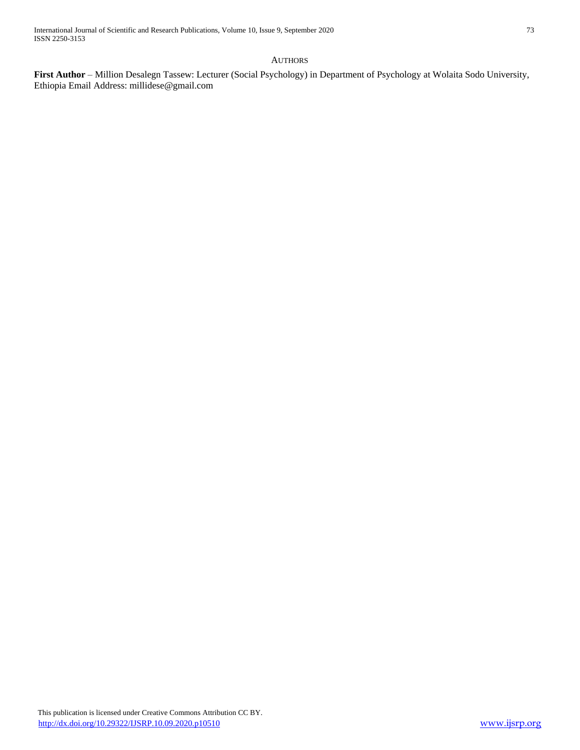## AUTHORS

**First Author** – Million Desalegn Tassew: Lecturer (Social Psychology) in Department of Psychology at Wolaita Sodo University, Ethiopia Email Address: millidese@gmail.com